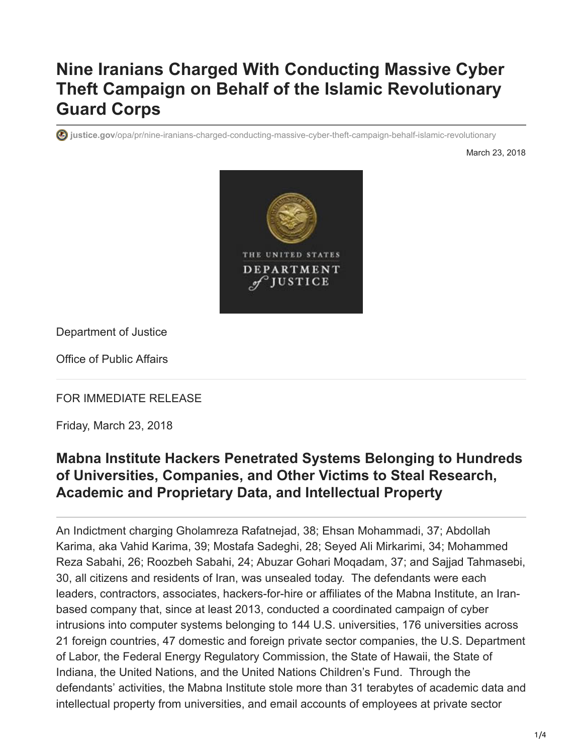# Nine Iranians Charged With Conducting Massive Cyber Theft Campaign on Behalf of the Islamic Revolutionary Guard Corps

justice.gov/opa/pr/nine-iranians-charged-conducting-massive-cyber-theft-campaign-behalf-islamic-revolutionary

March 23, 2018

THE UNITED STATES DEPARTMENT of JUSTICE

Department of Justice

Office of Public Affairs

FOR IMMEDIATE RELEASE

Friday, March 23, 2018

## Mabna Institute Hackers Penetrated Systems Belonging to Hundreds of Universities, Companies, and Other Victims to Steal Research, Academic and Proprietary Data, and Intellectual Property

An Indictment charging Gholamreza Rafatnejad, 38; Ehsan Mohammadi, 37; Abdollah Karima, aka Vahid Karima, 39; Mostafa Sadeghi, 28; Seyed Ali Mirkarimi, 34; Mohammed Reza Sabahi, 26; Roozbeh Sabahi, 24; Abuzar Gohari Moqadam, 37; and Sajjad Tahmasebi, 30, all citizens and residents of Iran, was unsealed today. The defendants were each leaders, contractors, associates, hackers-for-hire or affiliates of the Mabna Institute, an Iran-based company that, since at least 2013, conducted a coordinated campaign of cyber intrusions into computer systems belonging to 144 U.S. universities, 176 universities across 21 foreign countries, 47 domestic and foreign private sector companies, the U.S. Department of Labor, the Federal Energy Regulatory Commission, the State of Hawaii, the State of Indiana, the United Nations, and the United Nations Children's Fund. Through the defendants' activities, the Mabna Institute stole more than 31 terabytes of academic data and intellectual property from universities, and email accounts of employees at private sector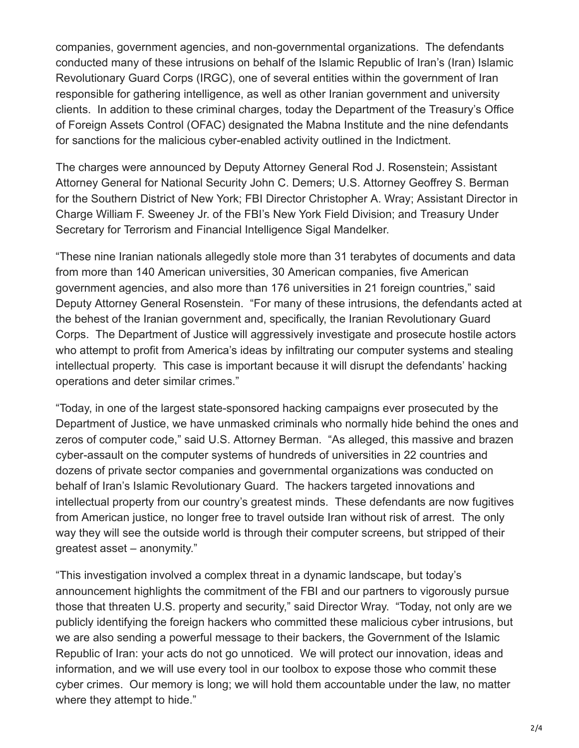companies, government agencies, and non-governmental organizations. The defendants conducted many of these intrusions on behalf of the Islamic Republic of Iran's (Iran) Islamic Revolutionary Guard Corps (IRGC), one of several entities within the government of Iran responsible for gathering intelligence, as well as other Iranian government and university clients. In addition to these criminal charges, today the Department of the Treasury's Office of Foreign Assets Control (OFAC) designated the Mabna Institute and the nine defendants for sanctions for the malicious cyber-enabled activity outlined in the Indictment.

The charges were announced by Deputy Attorney General Rod J. Rosenstein; Assistant Attorney General for National Security John C. Demers; U.S. Attorney Geoffrey S. Berman for the Southern District of New York; FBI Director Christopher A. Wray; Assistant Director in Charge William F. Sweeney Jr. of the FBI's New York Field Division; and Treasury Under Secretary for Terrorism and Financial Intelligence Sigal Mandelker.

"These nine Iranian nationals allegedly stole more than 31 terabytes of documents and data from more than 140 American universities, 30 American companies, five American government agencies, and also more than 176 universities in 21 foreign countries," said Deputy Attorney General Rosenstein. "For many of these intrusions, the defendants acted at the behest of the Iranian government and, specifically, the Iranian Revolutionary Guard Corps. The Department of Justice will aggressively investigate and prosecute hostile actors who attempt to profit from America's ideas by infiltrating our computer systems and stealing intellectual property. This case is important because it will disrupt the defendants' hacking operations and deter similar crimes."

"Today, in one of the largest state-sponsored hacking campaigns ever prosecuted by the Department of Justice, we have unmasked criminals who normally hide behind the ones and zeros of computer code," said U.S. Attorney Berman. "As alleged, this massive and brazen cyber-assault on the computer systems of hundreds of universities in 22 countries and dozens of private sector companies and governmental organizations was conducted on behalf of Iran's Islamic Revolutionary Guard. The hackers targeted innovations and intellectual property from our country's greatest minds. These defendants are now fugitives from American justice, no longer free to travel outside Iran without risk of arrest. The only way they will see the outside world is through their computer screens, but stripped of their greatest asset – anonymity."

"This investigation involved a complex threat in a dynamic landscape, but today's announcement highlights the commitment of the FBI and our partners to vigorously pursue those that threaten U.S. property and security," said Director Wray. "Today, not only are we publicly identifying the foreign hackers who committed these malicious cyber intrusions, but we are also sending a powerful message to their backers, the Government of the Islamic Republic of Iran: your acts do not go unnoticed. We will protect our innovation, ideas and information, and we will use every tool in our toolbox to expose those who commit these cyber crimes. Our memory is long; we will hold them accountable under the law, no matter where they attempt to hide."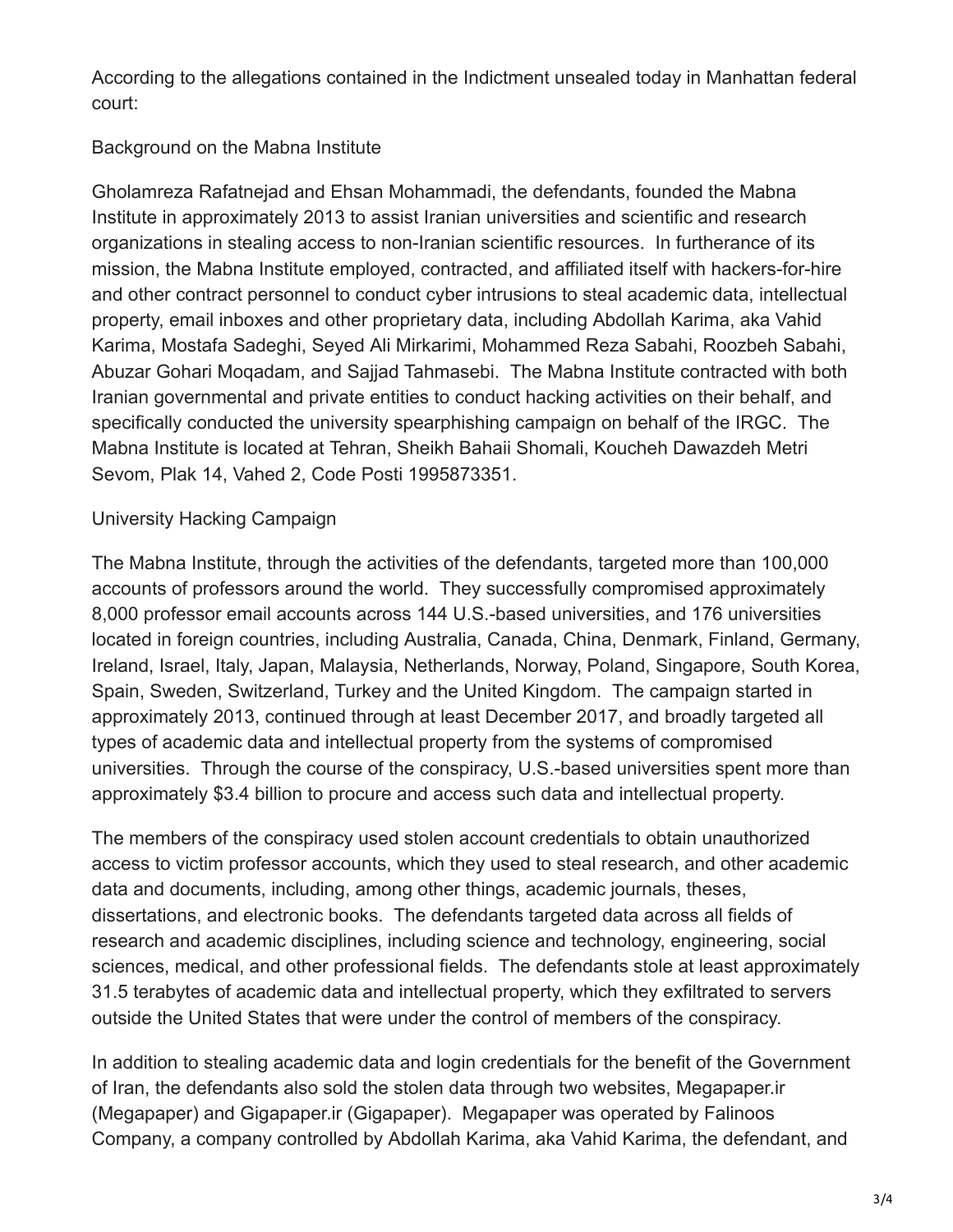According to the allegations contained in the Indictment unsealed today in Manhattan federal court:

Background on the Mabna Institute

Gholamreza Rafatnejad and Ehsan Mohammadi, the defendants, founded the Mabna Institute in approximately 2013 to assist Iranian universities and scientific and research organizations in stealing access to non-Iranian scientific resources. In furtherance of its mission, the Mabna Institute employed, contracted, and affiliated itself with hackers-for-hire and other contract personnel to conduct cyber intrusions to steal academic data, intellectual property, email inboxes and other proprietary data, including Abdollah Karima, aka Vahid Karima, Mostafa Sadeghi, Seyed Ali Mirkarimi, Mohammed Reza Sabahi, Roozbeh Sabahi, Abuzar Gohari Moqadam, and Sajjad Tahmasebi. The Mabna Institute contracted with both Iranian governmental and private entities to conduct hacking activities on their behalf, and specifically conducted the university spearphishing campaign on behalf of the IRGC. The Mabna Institute is located at Tehran, Sheikh Bahaii Shomali, Koucheh Dawazdeh Metri Sevom, Plak 14, Vahed 2, Code Posti 1995873351.

University Hacking Campaign

The Mabna Institute, through the activities of the defendants, targeted more than 100,000 accounts of professors around the world. They successfully compromised approximately 8,000 professor email accounts across 144 U.S.-based universities, and 176 universities located in foreign countries, including Australia, Canada, China, Denmark, Finland, Germany, Ireland, Israel, Italy, Japan, Malaysia, Netherlands, Norway, Poland, Singapore, South Korea, Spain, Sweden, Switzerland, Turkey and the United Kingdom. The campaign started in approximately 2013, continued through at least December 2017, and broadly targeted all types of academic data and intellectual property from the systems of compromised universities. Through the course of the conspiracy, U.S.-based universities spent more than approximately $3.4 billion to procure and access such data and intellectual property.

The members of the conspiracy used stolen account credentials to obtain unauthorized access to victim professor accounts, which they used to steal research, and other academic data and documents, including, among other things, academic journals, theses, dissertations, and electronic books. The defendants targeted data across all fields of research and academic disciplines, including science and technology, engineering, social sciences, medical, and other professional fields. The defendants stole at least approximately 31.5 terabytes of academic data and intellectual property, which they exfiltrated to servers outside the United States that were under the control of members of the conspiracy.

In addition to stealing academic data and login credentials for the benefit of the Government of Iran, the defendants also sold the stolen data through two websites, Megapaper.ir (Megapaper) and Gigapaper.ir (Gigapaper). Megapaper was operated by Falinoos Company, a company controlled by Abdollah Karima, aka Vahid Karima, the defendant, and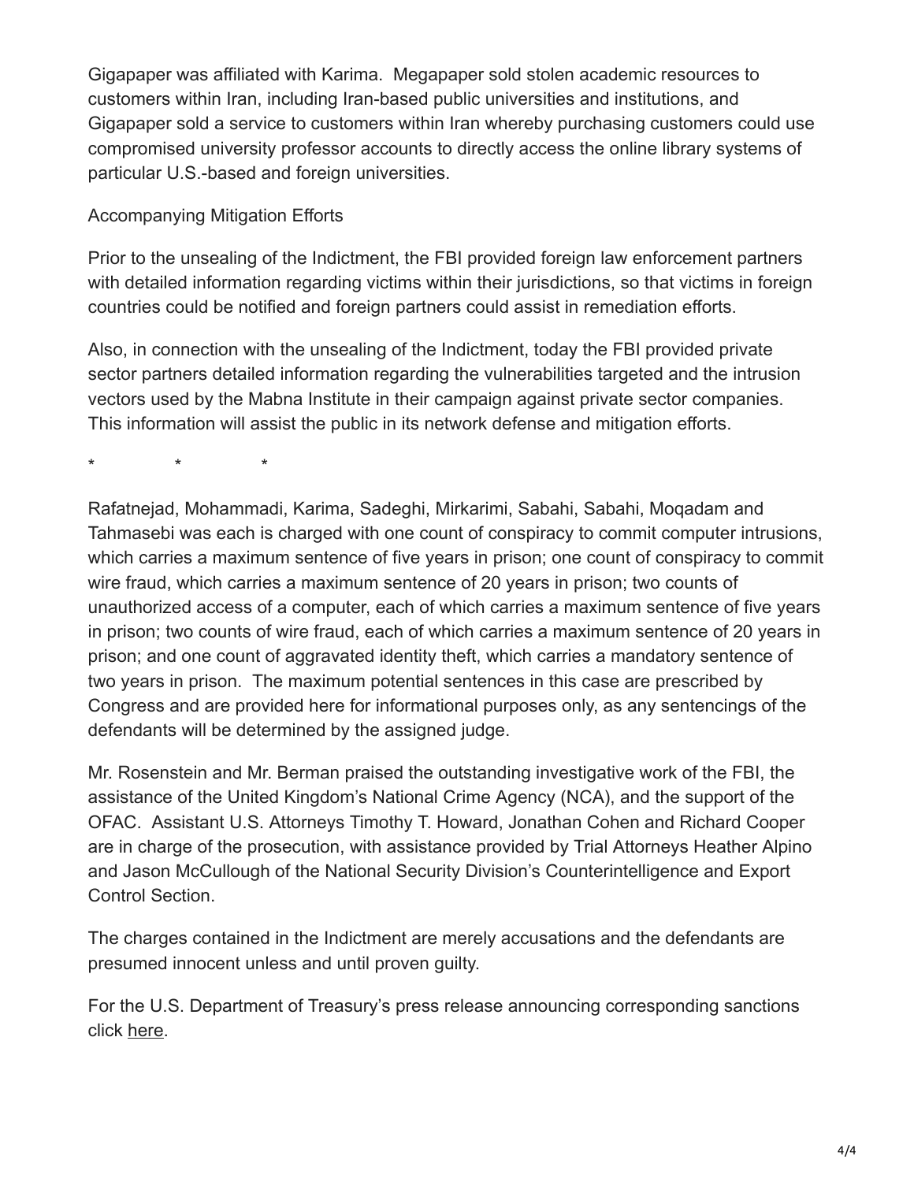Gigapaper was affiliated with Karima. Megapaper sold stolen academic resources to customers within Iran, including Iran-based public universities and institutions, and Gigapaper sold a service to customers within Iran whereby purchasing customers could use compromised university professor accounts to directly access the online library systems of particular U.S.-based and foreign universities.

Accompanying Mitigation Efforts

Prior to the unsealing of the Indictment, the FBI provided foreign law enforcement partners with detailed information regarding victims within their jurisdictions, so that victims in foreign countries could be notified and foreign partners could assist in remediation efforts.

Also, in connection with the unsealing of the Indictment, today the FBI provided private sector partners detailed information regarding the vulnerabilities targeted and the intrusion vectors used by the Mabna Institute in their campaign against private sector companies. This information will assist the public in its network defense and mitigation efforts.

\*  \*  \*

Rafatnejad, Mohammadi, Karima, Sadeghi, Mirkarimi, Sabahi, Sabahi, Moqadam and Tahmasebi was each is charged with one count of conspiracy to commit computer intrusions, which carries a maximum sentence of five years in prison; one count of conspiracy to commit wire fraud, which carries a maximum sentence of 20 years in prison; two counts of unauthorized access of a computer, each of which carries a maximum sentence of five years in prison; two counts of wire fraud, each of which carries a maximum sentence of 20 years in prison; and one count of aggravated identity theft, which carries a mandatory sentence of two years in prison. The maximum potential sentences in this case are prescribed by Congress and are provided here for informational purposes only, as any sentencings of the defendants will be determined by the assigned judge.

Mr. Rosenstein and Mr. Berman praised the outstanding investigative work of the FBI, the assistance of the United Kingdom's National Crime Agency (NCA), and the support of the OFAC. Assistant U.S. Attorneys Timothy T. Howard, Jonathan Cohen and Richard Cooper are in charge of the prosecution, with assistance provided by Trial Attorneys Heather Alpino and Jason McCullough of the National Security Division's Counterintelligence and Export Control Section.

The charges contained in the Indictment are merely accusations and the defendants are presumed innocent unless and until proven guilty.

For the U.S. Department of Treasury's press release announcing corresponding sanctions click here.